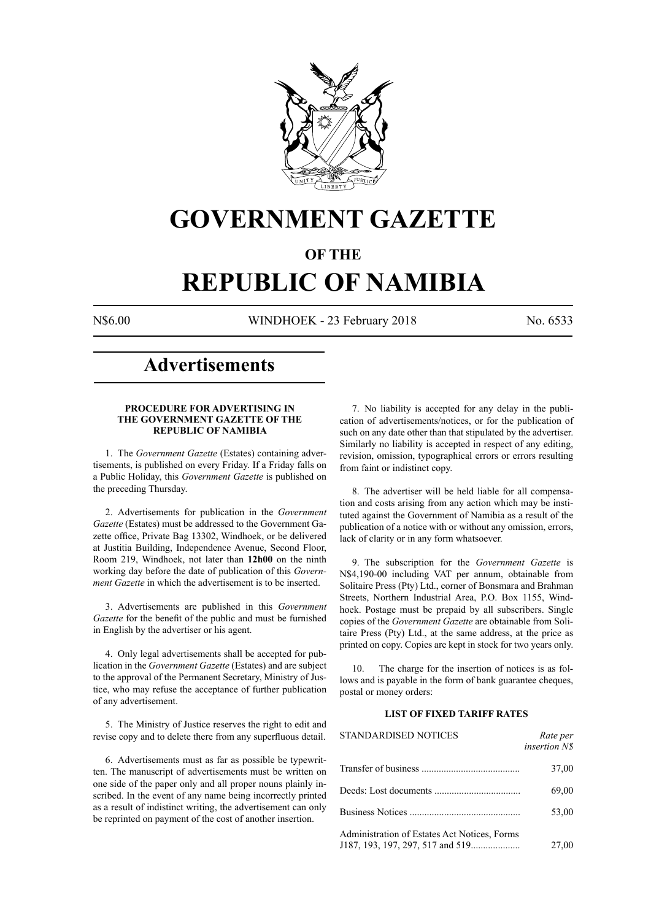# GOVERNMENT GAZETTE

## OF THE

# REPUBLIC OF NAMIBIA

N$6.00 WINDHOEK - 23 February 2018 No. 6533

## Advertisements

### PROCEDURE FOR ADVERTISING IN THE GOVERNMENT GAZETTE OF THE REPUBLIC OF NAMIBIA

1. The *Government Gazette* (Estates) containing advertisements, is published on every Friday. If a Friday falls on a Public Holiday, this *Government Gazette* is published on the preceding Thursday.

2. Advertisements for publication in the *Government Gazette* (Estates) must be addressed to the Government Gazette office, Private Bag 13302, Windhoek, or be delivered at Justitia Building, Independence Avenue, Second Floor, Room 219, Windhoek, not later than **12h00** on the ninth working day before the date of publication of this *Government Gazette* in which the advertisement is to be inserted.

3. Advertisements are published in this *Government Gazette* for the benefit of the public and must be furnished in English by the advertiser or his agent.

4. Only legal advertisements shall be accepted for publication in the *Government Gazette* (Estates) and are subject to the approval of the Permanent Secretary, Ministry of Justice, who may refuse the acceptance of further publication of any advertisement.

5. The Ministry of Justice reserves the right to edit and revise copy and to delete there from any superfluous detail.

6. Advertisements must as far as possible be typewritten. The manuscript of advertisements must be written on one side of the paper only and all proper nouns plainly inscribed. In the event of any name being incorrectly printed as a result of indistinct writing, the advertisement can only be reprinted on payment of the cost of another insertion.

7. No liability is accepted for any delay in the publication of advertisements/notices, or for the publication of such on any date other than that stipulated by the advertiser. Similarly no liability is accepted in respect of any editing, revision, omission, typographical errors or errors resulting from faint or indistinct copy.

8. The advertiser will be held liable for all compensation and costs arising from any action which may be instituted against the Government of Namibia as a result of the publication of a notice with or without any omission, errors, lack of clarity or in any form whatsoever.

9. The subscription for the *Government Gazette* is N$4,190-00 including VAT per annum, obtainable from Solitaire Press (Pty) Ltd., corner of Bonsmara and Brahman Streets, Northern Industrial Area, P.O. Box 1155, Windhoek. Postage must be prepaid by all subscribers. Single copies of the *Government Gazette* are obtainable from Solitaire Press (Pty) Ltd., at the same address, at the price as printed on copy. Copies are kept in stock for two years only.

10. The charge for the insertion of notices is as follows and is payable in the form of bank guarantee cheques, postal or money orders:

### LIST OF FIXED TARIFF RATES

| STANDARDISED NOTICES | *Rate per insertion N$* |
|---|---|
| Transfer of business | 37,00 |
| Deeds: Lost documents | 69,00 |
| Business Notices | 53,00 |
| Administration of Estates Act Notices, Forms J187, 193, 197, 297, 517 and 519 | 27,00 |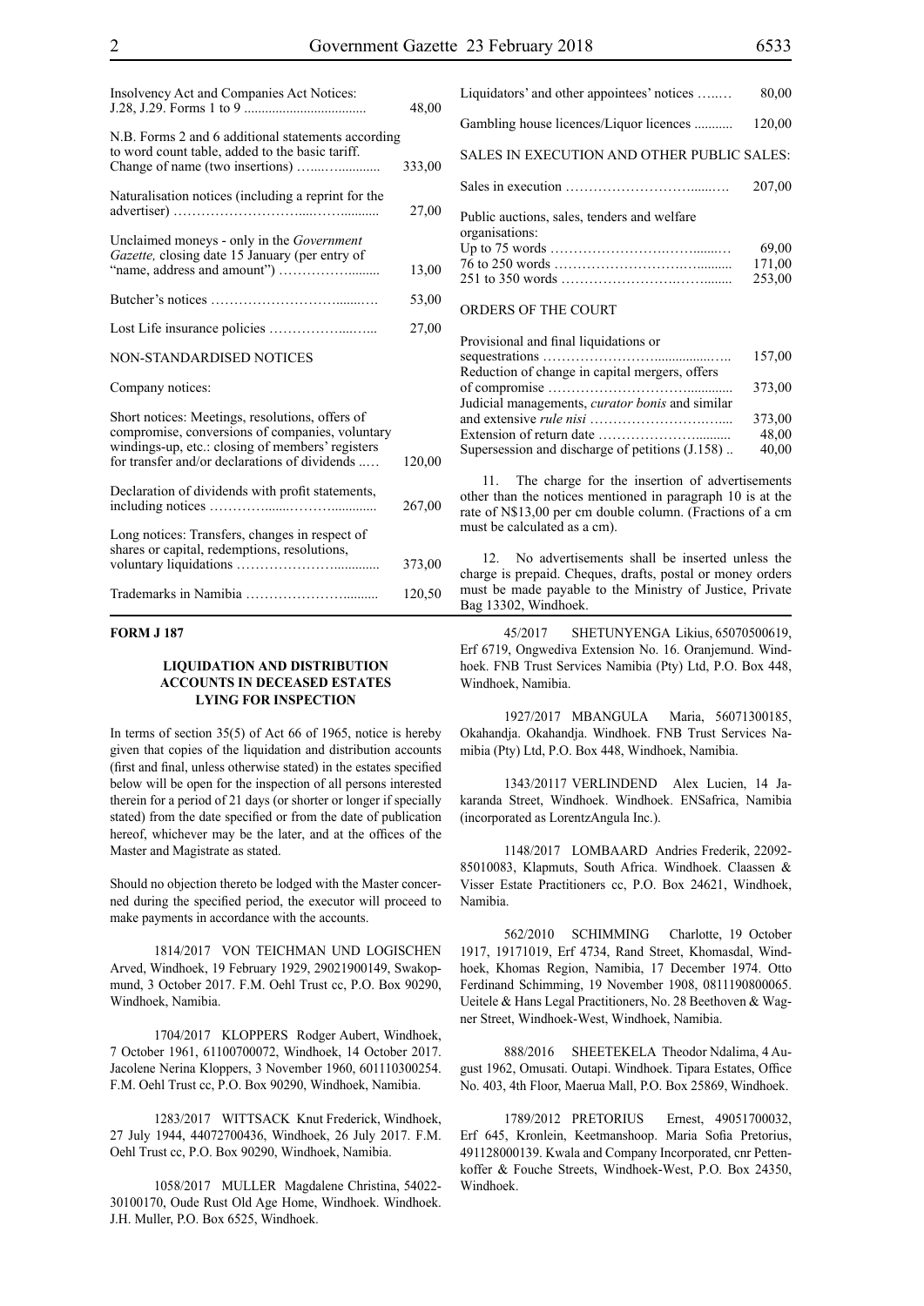| | |
|---|---|
| Insolvency Act and Companies Act Notices: J.28, J.29. Forms 1 to 9 | 48,00 |
| N.B. Forms 2 and 6 additional statements according to word count table, added to the basic tariff. Change of name (two insertions) | 333,00 |
| Naturalisation notices (including a reprint for the advertiser) | 27,00 |
| Unclaimed moneys - only in the *Government Gazette,* closing date 15 January (per entry of "name, address and amount") | 13,00 |
| Butcher's notices | 53,00 |
| Lost Life insurance policies | 27,00 |

NON-STANDARDISED NOTICES

Company notices:

| | |
|---|---|
| Short notices: Meetings, resolutions, offers of compromise, conversions of companies, voluntary windings-up, etc.: closing of members' registers for transfer and/or declarations of dividends | 120,00 |
| Declaration of dividends with profit statements, including notices | 267,00 |
| Long notices: Transfers, changes in respect of shares or capital, redemptions, resolutions, voluntary liquidations | 373,00 |
| Trademarks in Namibia | 120,50 |
| Liquidators' and other appointees' notices | 80,00 |
| Gambling house licences/Liquor licences | 120,00 |

SALES IN EXECUTION AND OTHER PUBLIC SALES:

| | |
|---|---|
| Sales in execution | 207,00 |
| Public auctions, sales, tenders and welfare organisations: | |
| Up to 75 words | 69,00 |
| 76 to 250 words | 171,00 |
| 251 to 350 words | 253,00 |

ORDERS OF THE COURT

| | |
|---|---|
| Provisional and final liquidations or sequestrations | 157,00 |
| Reduction of change in capital mergers, offers of compromise | 373,00 |
| Judicial managements, *curator bonis* and similar and extensive *rule nisi* | 373,00 |
| Extension of return date | 48,00 |
| Supersession and discharge of petitions (J.158) | 40,00 |

11. The charge for the insertion of advertisements other than the notices mentioned in paragraph 10 is at the rate of N$13,00 per cm double column. (Fractions of a cm must be calculated as a cm).

12. No advertisements shall be inserted unless the charge is prepaid. Cheques, drafts, postal or money orders must be made payable to the Ministry of Justice, Private Bag 13302, Windhoek.

**FORM J 187**

### LIQUIDATION AND DISTRIBUTION ACCOUNTS IN DECEASED ESTATES LYING FOR INSPECTION

In terms of section 35(5) of Act 66 of 1965, notice is hereby given that copies of the liquidation and distribution accounts (first and final, unless otherwise stated) in the estates specified below will be open for the inspection of all persons interested therein for a period of 21 days (or shorter or longer if specially stated) from the date specified or from the date of publication hereof, whichever may be the later, and at the offices of the Master and Magistrate as stated.

Should no objection thereto be lodged with the Master concerned during the specified period, the executor will proceed to make payments in accordance with the accounts.

1814/2017 VON TEICHMAN UND LOGISCHEN Arved, Windhoek, 19 February 1929, 29021900149, Swakopmund, 3 October 2017. F.M. Oehl Trust cc, P.O. Box 90290, Windhoek, Namibia.

1704/2017 KLOPPERS Rodger Aubert, Windhoek, 7 October 1961, 61100700072, Windhoek, 14 October 2017. Jacolene Nerina Kloppers, 3 November 1960, 601110300254. F.M. Oehl Trust cc, P.O. Box 90290, Windhoek, Namibia.

1283/2017 WITTSACK Knut Frederick, Windhoek, 27 July 1944, 44072700436, Windhoek, 26 July 2017. F.M. Oehl Trust cc, P.O. Box 90290, Windhoek, Namibia.

1058/2017 MULLER Magdalene Christina, 54022-30100170, Oude Rust Old Age Home, Windhoek. Windhoek. J.H. Muller, P.O. Box 6525, Windhoek.

45/2017 SHETUNYENGA Likius, 65070500619, Erf 6719, Ongwediva Extension No. 16. Oranjemund. Windhoek. FNB Trust Services Namibia (Pty) Ltd, P.O. Box 448, Windhoek, Namibia.

1927/2017 MBANGULA Maria, 56071300185, Okahandja. Okahandja. Windhoek. FNB Trust Services Namibia (Pty) Ltd, P.O. Box 448, Windhoek, Namibia.

1343/20117 VERLINDEND Alex Lucien, 14 Jakaranda Street, Windhoek. Windhoek. ENSafrica, Namibia (incorporated as LorentzAngula Inc.).

1148/2017 LOMBAARD Andries Frederik, 22092-85010083, Klapmuts, South Africa. Windhoek. Claassen & Visser Estate Practitioners cc, P.O. Box 24621, Windhoek, Namibia.

562/2010 SCHIMMING Charlotte, 19 October 1917, 19171019, Erf 4734, Rand Street, Khomasdal, Windhoek, Khomas Region, Namibia, 17 December 1974. Otto Ferdinand Schimming, 19 November 1908, 0811190800065. Ueitele & Hans Legal Practitioners, No. 28 Beethoven & Wagner Street, Windhoek-West, Windhoek, Namibia.

888/2016 SHEETEKELA Theodor Ndalima, 4 August 1962, Omusati. Outapi. Windhoek. Tipara Estates, Office No. 403, 4th Floor, Maerua Mall, P.O. Box 25869, Windhoek.

1789/2012 PRETORIUS Ernest, 49051700032, Erf 645, Kronlein, Keetmanshoop. Maria Sofia Pretorius, 491128000139. Kwala and Company Incorporated, cnr Pettenkoffer & Fouche Streets, Windhoek-West, P.O. Box 24350, Windhoek.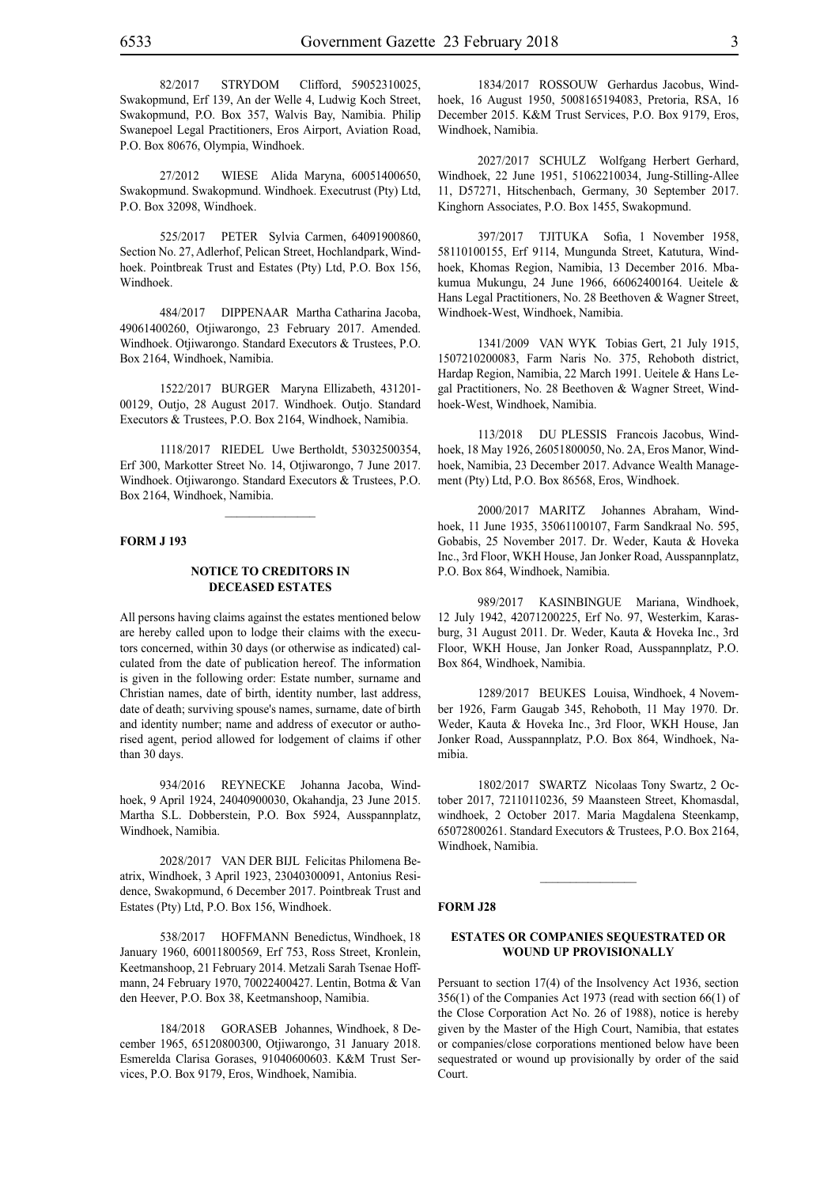82/2017 STRYDOM Clifford, 59052310025, Swakopmund, Erf 139, An der Welle 4, Ludwig Koch Street, Swakopmund, P.O. Box 357, Walvis Bay, Namibia. Philip Swanepoel Legal Practitioners, Eros Airport, Aviation Road, P.O. Box 80676, Olympia, Windhoek.

27/2012 WIESE Alida Maryna, 60051400650, Swakopmund. Swakopmund. Windhoek. Executrust (Pty) Ltd, P.O. Box 32098, Windhoek.

525/2017 PETER Sylvia Carmen, 64091900860, Section No. 27, Adlerhof, Pelican Street, Hochlandpark, Windhoek. Pointbreak Trust and Estates (Pty) Ltd, P.O. Box 156, Windhoek.

484/2017 DIPPENAAR Martha Catharina Jacoba, 49061400260, Otjiwarongo, 23 February 2017. Amended. Windhoek. Otjiwarongo. Standard Executors & Trustees, P.O. Box 2164, Windhoek, Namibia.

1522/2017 BURGER Maryna Ellizabeth, 431201-00129, Outjo, 28 August 2017. Windhoek. Outjo. Standard Executors & Trustees, P.O. Box 2164, Windhoek, Namibia.

1118/2017 RIEDEL Uwe Bertholdt, 53032500354, Erf 300, Markotter Street No. 14, Otjiwarongo, 7 June 2017. Windhoek. Otjiwarongo. Standard Executors & Trustees, P.O. Box 2164, Windhoek, Namibia.

---

**FORM J 193**

## NOTICE TO CREDITORS IN DECEASED ESTATES

All persons having claims against the estates mentioned below are hereby called upon to lodge their claims with the executors concerned, within 30 days (or otherwise as indicated) calculated from the date of publication hereof. The information is given in the following order: Estate number, surname and Christian names, date of birth, identity number, last address, date of death; surviving spouse's names, surname, date of birth and identity number; name and address of executor or authorised agent, period allowed for lodgement of claims if other than 30 days.

934/2016 REYNECKE Johanna Jacoba, Windhoek, 9 April 1924, 24040900030, Okahandja, 23 June 2015. Martha S.L. Dobberstein, P.O. Box 5924, Ausspannplatz, Windhoek, Namibia.

2028/2017 VAN DER BIJL Felicitas Philomena Beatrix, Windhoek, 3 April 1923, 23040300091, Antonius Residence, Swakopmund, 6 December 2017. Pointbreak Trust and Estates (Pty) Ltd, P.O. Box 156, Windhoek.

538/2017 HOFFMANN Benedictus, Windhoek, 18 January 1960, 60011800569, Erf 753, Ross Street, Kronlein, Keetmanshoop, 21 February 2014. Metzali Sarah Tsenae Hoffmann, 24 February 1970, 70022400427. Lentin, Botma & Van den Heever, P.O. Box 38, Keetmanshoop, Namibia.

184/2018 GORASEB Johannes, Windhoek, 8 December 1965, 65120800300, Otjiwarongo, 31 January 2018. Esmerelda Clarisa Gorases, 91040600603. K&M Trust Services, P.O. Box 9179, Eros, Windhoek, Namibia.

1834/2017 ROSSOUW Gerhardus Jacobus, Windhoek, 16 August 1950, 5008165194083, Pretoria, RSA, 16 December 2015. K&M Trust Services, P.O. Box 9179, Eros, Windhoek, Namibia.

2027/2017 SCHULZ Wolfgang Herbert Gerhard, Windhoek, 22 June 1951, 51062210034, Jung-Stilling-Allee 11, D57271, Hitschenbach, Germany, 30 September 2017. Kinghorn Associates, P.O. Box 1455, Swakopmund.

397/2017 TJITUKA Sofia, 1 November 1958, 58110100155, Erf 9114, Mungunda Street, Katutura, Windhoek, Khomas Region, Namibia, 13 December 2016. Mbakumua Mukungu, 24 June 1966, 66062400164. Ueitele & Hans Legal Practitioners, No. 28 Beethoven & Wagner Street, Windhoek-West, Windhoek, Namibia.

1341/2009 VAN WYK Tobias Gert, 21 July 1915, 1507210200083, Farm Naris No. 375, Rehoboth district, Hardap Region, Namibia, 22 March 1991. Ueitele & Hans Legal Practitioners, No. 28 Beethoven & Wagner Street, Windhoek-West, Windhoek, Namibia.

113/2018 DU PLESSIS Francois Jacobus, Windhoek, 18 May 1926, 26051800050, No. 2A, Eros Manor, Windhoek, Namibia, 23 December 2017. Advance Wealth Management (Pty) Ltd, P.O. Box 86568, Eros, Windhoek.

2000/2017 MARITZ Johannes Abraham, Windhoek, 11 June 1935, 35061100107, Farm Sandkraal No. 595, Gobabis, 25 November 2017. Dr. Weder, Kauta & Hoveka Inc., 3rd Floor, WKH House, Jan Jonker Road, Ausspannplatz, P.O. Box 864, Windhoek, Namibia.

989/2017 KASINBINGUE Mariana, Windhoek, 12 July 1942, 42071200225, Erf No. 97, Westerkim, Karasburg, 31 August 2011. Dr. Weder, Kauta & Hoveka Inc., 3rd Floor, WKH House, Jan Jonker Road, Ausspannplatz, P.O. Box 864, Windhoek, Namibia.

1289/2017 BEUKES Louisa, Windhoek, 4 November 1926, Farm Gaugab 345, Rehoboth, 11 May 1970. Dr. Weder, Kauta & Hoveka Inc., 3rd Floor, WKH House, Jan Jonker Road, Ausspannplatz, P.O. Box 864, Windhoek, Namibia.

1802/2017 SWARTZ Nicolaas Tony Swartz, 2 October 2017, 72110110236, 59 Maansteen Street, Khomasdal, windhoek, 2 October 2017. Maria Magdalena Steenkamp, 65072800261. Standard Executors & Trustees, P.O. Box 2164, Windhoek, Namibia.

---

**FORM J28**

## ESTATES OR COMPANIES SEQUESTRATED OR WOUND UP PROVISIONALLY

Persuant to section 17(4) of the Insolvency Act 1936, section 356(1) of the Companies Act 1973 (read with section 66(1) of the Close Corporation Act No. 26 of 1988), notice is hereby given by the Master of the High Court, Namibia, that estates or companies/close corporations mentioned below have been sequestrated or wound up provisionally by order of the said Court.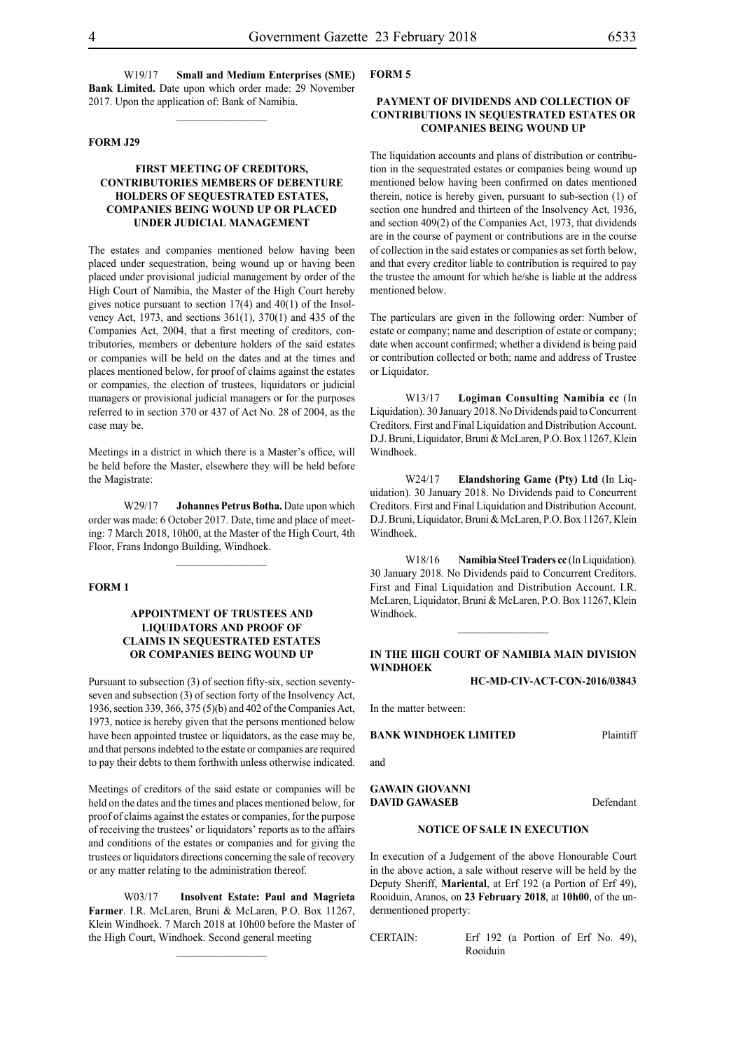W19/17 **Small and Medium Enterprises (SME) Bank Limited.** Date upon which order made: 29 November 2017. Upon the application of: Bank of Namibia.

---

**FORM J29**

**FIRST MEETING OF CREDITORS, CONTRIBUTORIES MEMBERS OF DEBENTURE HOLDERS OF SEQUESTRATED ESTATES, COMPANIES BEING WOUND UP OR PLACED UNDER JUDICIAL MANAGEMENT**

The estates and companies mentioned below having been placed under sequestration, being wound up or having been placed under provisional judicial management by order of the High Court of Namibia, the Master of the High Court hereby gives notice pursuant to section 17(4) and 40(1) of the Insolvency Act, 1973, and sections 361(1), 370(1) and 435 of the Companies Act, 2004, that a first meeting of creditors, contributories, members or debenture holders of the said estates or companies will be held on the dates and at the times and places mentioned below, for proof of claims against the estates or companies, the election of trustees, liquidators or judicial managers or provisional judicial managers or for the purposes referred to in section 370 or 437 of Act No. 28 of 2004, as the case may be.

Meetings in a district in which there is a Master's office, will be held before the Master, elsewhere they will be held before the Magistrate:

W29/17 **Johannes Petrus Botha.** Date upon which order was made: 6 October 2017. Date, time and place of meeting: 7 March 2018, 10h00, at the Master of the High Court, 4th Floor, Frans Indongo Building, Windhoek.

---

**FORM 1**

**APPOINTMENT OF TRUSTEES AND LIQUIDATORS AND PROOF OF CLAIMS IN SEQUESTRATED ESTATES OR COMPANIES BEING WOUND UP**

Pursuant to subsection (3) of section fifty-six, section seventy-seven and subsection (3) of section forty of the Insolvency Act, 1936, section 339, 366, 375 (5)(b) and 402 of the Companies Act, 1973, notice is hereby given that the persons mentioned below have been appointed trustee or liquidators, as the case may be, and that persons indebted to the estate or companies are required to pay their debts to them forthwith unless otherwise indicated.

Meetings of creditors of the said estate or companies will be held on the dates and the times and places mentioned below, for proof of claims against the estates or companies, for the purpose of receiving the trustees' or liquidators' reports as to the affairs and conditions of the estates or companies and for giving the trustees or liquidators directions concerning the sale of recovery or any matter relating to the administration thereof.

W03/17 **Insolvent Estate: Paul and Magrieta Farmer**. I.R. McLaren, Bruni & McLaren, P.O. Box 11267, Klein Windhoek. 7 March 2018 at 10h00 before the Master of the High Court, Windhoek. Second general meeting

---

**FORM 5**

**PAYMENT OF DIVIDENDS AND COLLECTION OF CONTRIBUTIONS IN SEQUESTRATED ESTATES OR COMPANIES BEING WOUND UP**

The liquidation accounts and plans of distribution or contribution in the sequestrated estates or companies being wound up mentioned below having been confirmed on dates mentioned therein, notice is hereby given, pursuant to sub-section (1) of section one hundred and thirteen of the Insolvency Act, 1936, and section 409(2) of the Companies Act, 1973, that dividends are in the course of payment or contributions are in the course of collection in the said estates or companies as set forth below, and that every creditor liable to contribution is required to pay the trustee the amount for which he/she is liable at the address mentioned below.

The particulars are given in the following order: Number of estate or company; name and description of estate or company; date when account confirmed; whether a dividend is being paid or contribution collected or both; name and address of Trustee or Liquidator.

W13/17 **Logiman Consulting Namibia cc** (In Liquidation). 30 January 2018. No Dividends paid to Concurrent Creditors. First and Final Liquidation and Distribution Account. D.J. Bruni, Liquidator, Bruni & McLaren, P.O. Box 11267, Klein Windhoek.

W24/17 **Elandshoring Game (Pty) Ltd** (In Liquidation). 30 January 2018. No Dividends paid to Concurrent Creditors. First and Final Liquidation and Distribution Account. D.J. Bruni, Liquidator, Bruni & McLaren, P.O. Box 11267, Klein Windhoek.

W18/16 **Namibia Steel Traders cc** (In Liquidation). 30 January 2018. No Dividends paid to Concurrent Creditors. First and Final Liquidation and Distribution Account. I.R. McLaren, Liquidator, Bruni & McLaren, P.O. Box 11267, Klein Windhoek.

---

**IN THE HIGH COURT OF NAMIBIA MAIN DIVISION WINDHOEK**

**HC-MD-CIV-ACT-CON-2016/03843**

In the matter between:

**BANK WINDHOEK LIMITED** Plaintiff

and

**GAWAIN GIOVANNI DAVID GAWASEB** Defendant

**NOTICE OF SALE IN EXECUTION**

In execution of a Judgement of the above Honourable Court in the above action, a sale without reserve will be held by the Deputy Sheriff, **Mariental**, at Erf 192 (a Portion of Erf 49), Rooiduin, Aranos, on **23 February 2018**, at **10h00**, of the undermentioned property:

CERTAIN: Erf 192 (a Portion of Erf No. 49), Rooiduin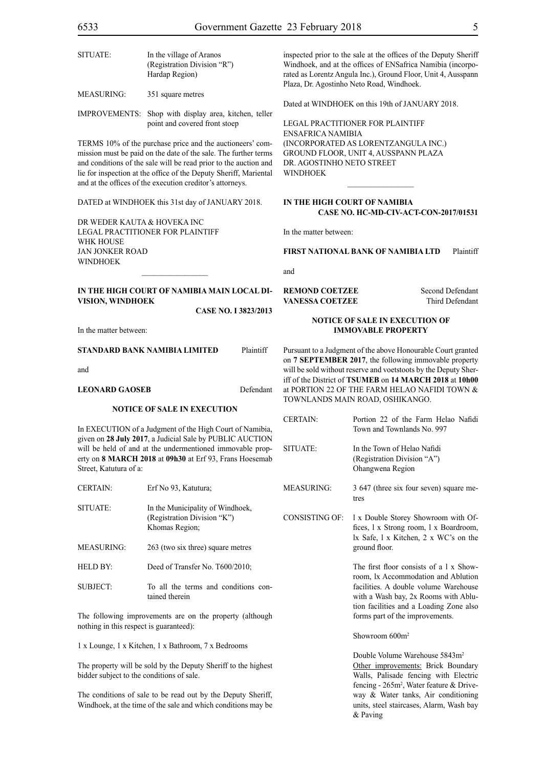| | |
|---|---|
| SITUATE: | In the village of Aranos (Registration Division "R") Hardap Region) |
| MEASURING: | 351 square metres |
| IMPROVEMENTS: | Shop with display area, kitchen, teller point and covered front stoep |

TERMS 10% of the purchase price and the auctioneers' commission must be paid on the date of the sale. The further terms and conditions of the sale will be read prior to the auction and lie for inspection at the office of the Deputy Sheriff, Mariental and at the offices of the execution creditor's attorneys.

DATED at WINDHOEK this 31st day of JANUARY 2018.

DR WEDER KAUTA & HOVEKA INC
LEGAL PRACTITIONER FOR PLAINTIFF
WHK HOUSE
JAN JONKER ROAD
WINDHOEK

---

**IN THE HIGH COURT OF NAMIBIA MAIN LOCAL DIVISION, WINDHOEK**

**CASE NO. I 3823/2013**

In the matter between:

**STANDARD BANK NAMIBIA LIMITED** Plaintiff

and

**LEONARD GAOSEB** Defendant

**NOTICE OF SALE IN EXECUTION**

In EXECUTION of a Judgment of the High Court of Namibia, given on **28 July 2017**, a Judicial Sale by PUBLIC AUCTION will be held of and at the undermentioned immovable property on **8 MARCH 2018** at **09h30** at Erf 93, Frans Hoesemab Street, Katutura of a:

| | |
|---|---|
| CERTAIN: | Erf No 93, Katutura; |
| SITUATE: | In the Municipality of Windhoek, (Registration Division "K") Khomas Region; |
| MEASURING: | 263 (two six three) square metres |
| HELD BY: | Deed of Transfer No. T600/2010; |
| SUBJECT: | To all the terms and conditions contained therein |

The following improvements are on the property (although nothing in this respect is guaranteed):

1 x Lounge, 1 x Kitchen, 1 x Bathroom, 7 x Bedrooms

The property will be sold by the Deputy Sheriff to the highest bidder subject to the conditions of sale.

The conditions of sale to be read out by the Deputy Sheriff, Windhoek, at the time of the sale and which conditions may be inspected prior to the sale at the offices of the Deputy Sheriff Windhoek, and at the offices of ENSafrica Namibia (incorporated as Lorentz Angula Inc.), Ground Floor, Unit 4, Ausspann Plaza, Dr. Agostinho Neto Road, Windhoek.

Dated at WINDHOEK on this 19th of JANUARY 2018.

LEGAL PRACTITIONER FOR PLAINTIFF
ENSAFRICA NAMIBIA
(INCORPORATED AS LORENTZANGULA INC.)
GROUND FLOOR, UNIT 4, AUSSPANN PLAZA
DR. AGOSTINHO NETO STREET
WINDHOEK

---

**IN THE HIGH COURT OF NAMIBIA**
**CASE NO. HC-MD-CIV-ACT-CON-2017/01531**

In the matter between:

**FIRST NATIONAL BANK OF NAMIBIA LTD** Plaintiff

and

**REMOND COETZEE** Second Defendant
**VANESSA COETZEE** Third Defendant

**NOTICE OF SALE IN EXECUTION OF IMMOVABLE PROPERTY**

Pursuant to a Judgment of the above Honourable Court granted on **7 SEPTEMBER 2017**, the following immovable property will be sold without reserve and voetstoots by the Deputy Sheriff of the District of **TSUMEB** on **14 MARCH 2018** at **10h00** at PORTION 22 OF THE FARM HELAO NAFIDI TOWN & TOWNLANDS MAIN ROAD, OSHIKANGO.

| | |
|---|---|
| CERTAIN: | Portion 22 of the Farm Helao Nafidi Town and Townlands No. 997 |
| SITUATE: | In the Town of Helao Nafidi (Registration Division "A") Ohangwena Region |
| MEASURING: | 3 647 (three six four seven) square metres |
| CONSISTING OF: | l x Double Storey Showroom with Offices, l x Strong room, l x Boardroom, lx Safe, l x Kitchen, 2 x WC's on the ground floor. |

The first floor consists of a l x Showroom, lx Accommodation and Ablution facilities. A double volume Warehouse with a Wash bay, 2x Rooms with Ablution facilities and a Loading Zone also forms part of the improvements.

Showroom 600m$^2$

Double Volume Warehouse 5843m$^2$
Other improvements: Brick Boundary Walls, Palisade fencing with Electric fencing - 265m$^2$, Water feature & Driveway & Water tanks, Air conditioning units, steel staircases, Alarm, Wash bay & Paving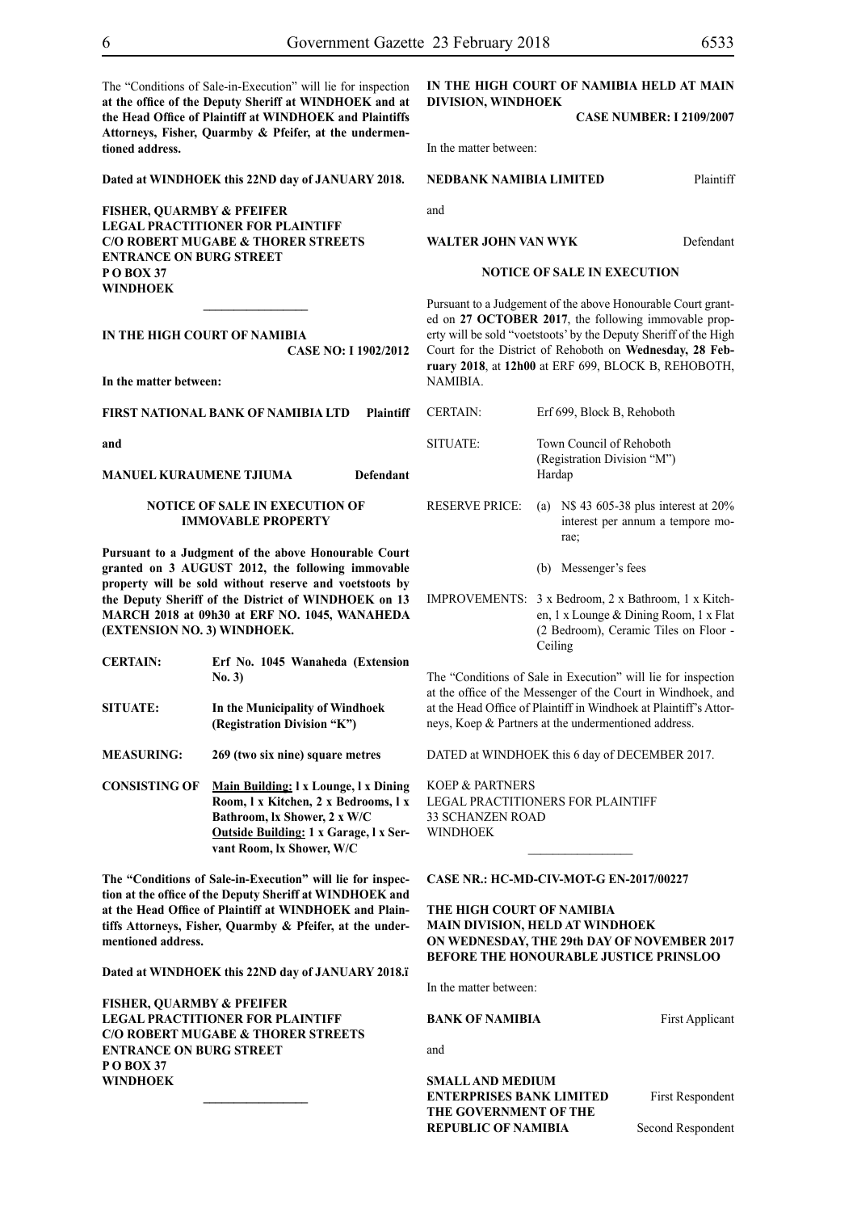The "Conditions of Sale-in-Execution" will lie for inspection **at the office of the Deputy Sheriff at WINDHOEK and at the Head Office of Plaintiff at WINDHOEK and Plaintiffs Attorneys, Fisher, Quarmby & Pfeifer, at the undermentioned address.**

**Dated at WINDHOEK this 22ND day of JANUARY 2018.**

**FISHER, QUARMBY & PFEIFER**
**LEGAL PRACTITIONER FOR PLAINTIFF**
**C/O ROBERT MUGABE & THORER STREETS**
**ENTRANCE ON BURG STREET**
**P O BOX 37**
**WINDHOEK**

---

**IN THE HIGH COURT OF NAMIBIA**

**CASE NO: I 1902/2012**

**In the matter between:**

**FIRST NATIONAL BANK OF NAMIBIA LTD** — **Plaintiff**

**and**

**MANUEL KURAUMENE TJIUMA** — **Defendant**

**NOTICE OF SALE IN EXECUTION OF IMMOVABLE PROPERTY**

**Pursuant to a Judgment of the above Honourable Court granted on 3 AUGUST 2012, the following immovable property will be sold without reserve and voetstoots by the Deputy Sheriff of the District of WINDHOEK on 13 MARCH 2018 at 09h30 at ERF NO. 1045, WANAHEDA (EXTENSION NO. 3) WINDHOEK.**

| | |
|---|---|
| **CERTAIN:** | **Erf No. 1045 Wanaheda (Extension No. 3)** |
| **SITUATE:** | **In the Municipality of Windhoek (Registration Division "K")** |
| **MEASURING:** | **269 (two six nine) square metres** |
| **CONSISTING OF** | **<u>Main Building:</u> l x Lounge, l x Dining Room, l x Kitchen, 2 x Bedrooms, l x Bathroom, lx Shower, 2 x W/C<br><u>Outside Building:</u> 1 x Garage, l x Servant Room, lx Shower, W/C** |

**The "Conditions of Sale-in-Execution" will lie for inspection at the office of the Deputy Sheriff at WINDHOEK and at the Head Office of Plaintiff at WINDHOEK and Plaintiffs Attorneys, Fisher, Quarmby & Pfeifer, at the undermentioned address.**

**Dated at WINDHOEK this 22ND day of JANUARY 2018.ï**

**FISHER, QUARMBY & PFEIFER**
**LEGAL PRACTITIONER FOR PLAINTIFF**
**C/O ROBERT MUGABE & THORER STREETS**
**ENTRANCE ON BURG STREET**
**P O BOX 37**
**WINDHOEK**

---

**IN THE HIGH COURT OF NAMIBIA HELD AT MAIN DIVISION, WINDHOEK**

**CASE NUMBER: I 2109/2007**

In the matter between:

**NEDBANK NAMIBIA LIMITED** — Plaintiff

and

**WALTER JOHN VAN WYK** — Defendant

**NOTICE OF SALE IN EXECUTION**

Pursuant to a Judgement of the above Honourable Court granted on **27 OCTOBER 2017**, the following immovable property will be sold "voetstoots' by the Deputy Sheriff of the High Court for the District of Rehoboth on **Wednesday, 28 February 2018**, at **12h00** at ERF 699, BLOCK B, REHOBOTH, NAMIBIA.

| | |
|---|---|
| CERTAIN: | Erf 699, Block B, Rehoboth |
| SITUATE: | Town Council of Rehoboth (Registration Division "M") Hardap |
| RESERVE PRICE: | (a) N$ 43 605-38 plus interest at 20% interest per annum a tempore morae;<br>(b) Messenger's fees |
| IMPROVEMENTS: | 3 x Bedroom, 2 x Bathroom, 1 x Kitchen, 1 x Lounge & Dining Room, 1 x Flat (2 Bedroom), Ceramic Tiles on Floor - Ceiling |

The "Conditions of Sale in Execution" will lie for inspection at the office of the Messenger of the Court in Windhoek, and at the Head Office of Plaintiff in Windhoek at Plaintiff's Attorneys, Koep & Partners at the undermentioned address.

DATED at WINDHOEK this 6 day of DECEMBER 2017.

KOEP & PARTNERS
LEGAL PRACTITIONERS FOR PLAINTIFF
33 SCHANZEN ROAD
WINDHOEK

---

**CASE NR.: HC-MD-CIV-MOT-G EN-2017/00227**

**THE HIGH COURT OF NAMIBIA**
**MAIN DIVISION, HELD AT WINDHOEK**
**ON WEDNESDAY, THE 29th DAY OF NOVEMBER 2017**
**BEFORE THE HONOURABLE JUSTICE PRINSLOO**

In the matter between:

**BANK OF NAMIBIA** — First Applicant

and

**SMALL AND MEDIUM ENTERPRISES BANK LIMITED** — First Respondent
**THE GOVERNMENT OF THE REPUBLIC OF NAMIBIA** — Second Respondent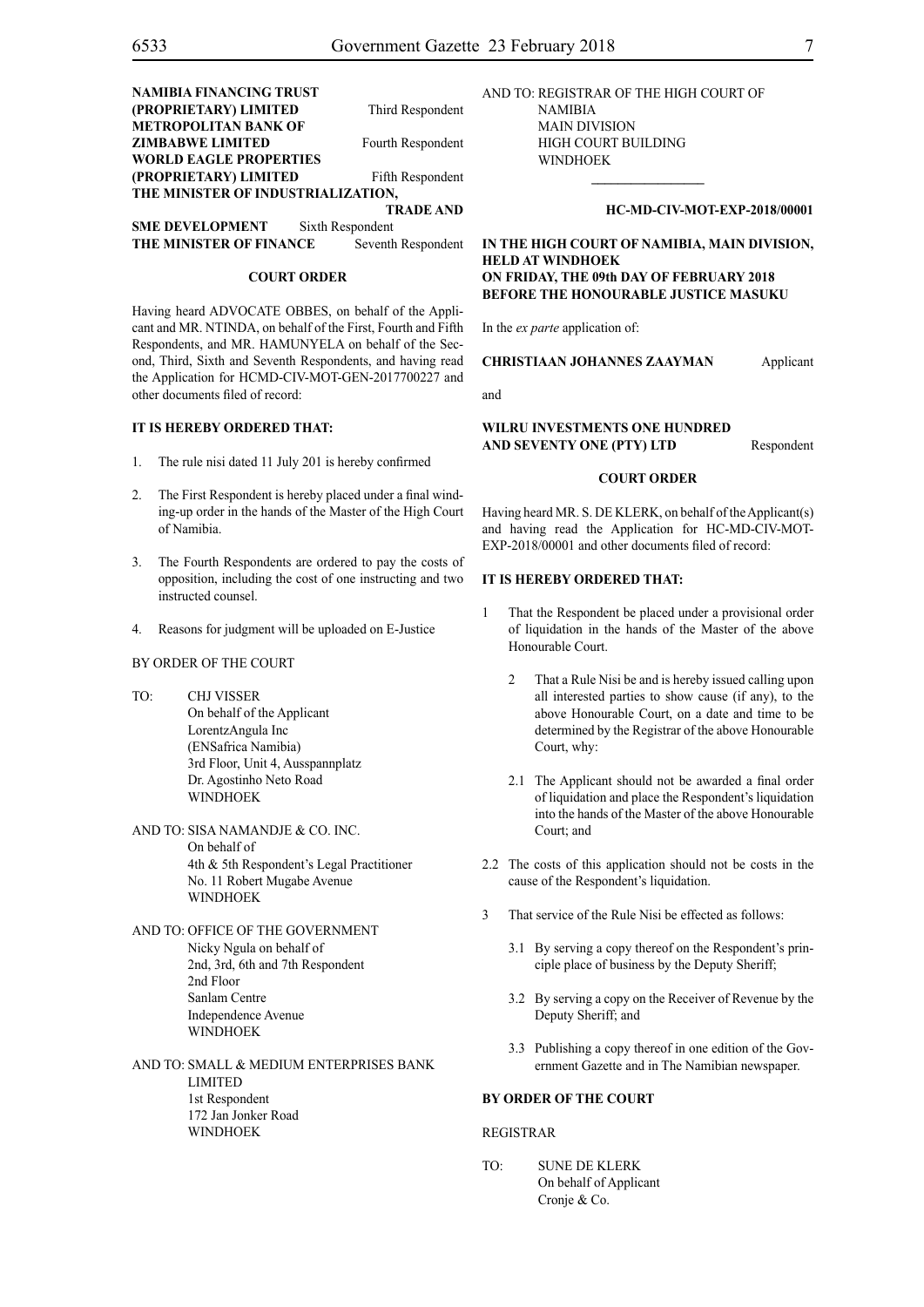**NAMIBIA FINANCING TRUST (PROPRIETARY) LIMITED** Third Respondent
**METROPOLITAN BANK OF ZIMBABWE LIMITED** Fourth Respondent
**WORLD EAGLE PROPERTIES (PROPRIETARY) LIMITED** Fifth Respondent
**THE MINISTER OF INDUSTRIALIZATION, TRADE AND SME DEVELOPMENT** Sixth Respondent
**THE MINISTER OF FINANCE** Seventh Respondent

**COURT ORDER**

Having heard ADVOCATE OBBES, on behalf of the Applicant and MR. NTINDA, on behalf of the First, Fourth and Fifth Respondents, and MR. HAMUNYELA on behalf of the Second, Third, Sixth and Seventh Respondents, and having read the Application for HCMD-CIV-MOT-GEN-2017700227 and other documents filed of record:

**IT IS HEREBY ORDERED THAT:**

1. The rule nisi dated 11 July 201 is hereby confirmed
2. The First Respondent is hereby placed under a final winding-up order in the hands of the Master of the High Court of Namibia.
3. The Fourth Respondents are ordered to pay the costs of opposition, including the cost of one instructing and two instructed counsel.
4. Reasons for judgment will be uploaded on E-Justice

BY ORDER OF THE COURT

TO: CHJ VISSER
On behalf of the Applicant
LorentzAngula Inc
(ENSafrica Namibia)
3rd Floor, Unit 4, Ausspannplatz
Dr. Agostinho Neto Road
WINDHOEK

AND TO: SISA NAMANDJE & CO. INC.
On behalf of
4th & 5th Respondent's Legal Practitioner
No. 11 Robert Mugabe Avenue
WINDHOEK

AND TO: OFFICE OF THE GOVERNMENT
Nicky Ngula on behalf of
2nd, 3rd, 6th and 7th Respondent
2nd Floor
Sanlam Centre
Independence Avenue
WINDHOEK

AND TO: SMALL & MEDIUM ENTERPRISES BANK LIMITED
1st Respondent
172 Jan Jonker Road
WINDHOEK

AND TO: REGISTRAR OF THE HIGH COURT OF NAMIBIA
MAIN DIVISION
HIGH COURT BUILDING
WINDHOEK

---

**HC-MD-CIV-MOT-EXP-2018/00001**

**IN THE HIGH COURT OF NAMIBIA, MAIN DIVISION, HELD AT WINDHOEK ON FRIDAY, THE 09th DAY OF FEBRUARY 2018 BEFORE THE HONOURABLE JUSTICE MASUKU**

In the *ex parte* application of:

**CHRISTIAAN JOHANNES ZAAYMAN** Applicant

and

**WILRU INVESTMENTS ONE HUNDRED AND SEVENTY ONE (PTY) LTD** Respondent

**COURT ORDER**

Having heard MR. S. DE KLERK, on behalf of the Applicant(s) and having read the Application for HC-MD-CIV-MOT-EXP-2018/00001 and other documents filed of record:

**IT IS HEREBY ORDERED THAT:**

1 That the Respondent be placed under a provisional order of liquidation in the hands of the Master of the above Honourable Court.

2 That a Rule Nisi be and is hereby issued calling upon all interested parties to show cause (if any), to the above Honourable Court, on a date and time to be determined by the Registrar of the above Honourable Court, why:

2.1 The Applicant should not be awarded a final order of liquidation and place the Respondent's liquidation into the hands of the Master of the above Honourable Court; and

2.2 The costs of this application should not be costs in the cause of the Respondent's liquidation.

3 That service of the Rule Nisi be effected as follows:

3.1 By serving a copy thereof on the Respondent's principle place of business by the Deputy Sheriff;

3.2 By serving a copy on the Receiver of Revenue by the Deputy Sheriff; and

3.3 Publishing a copy thereof in one edition of the Government Gazette and in The Namibian newspaper.

**BY ORDER OF THE COURT**

REGISTRAR

TO: SUNE DE KLERK
On behalf of Applicant
Cronje & Co.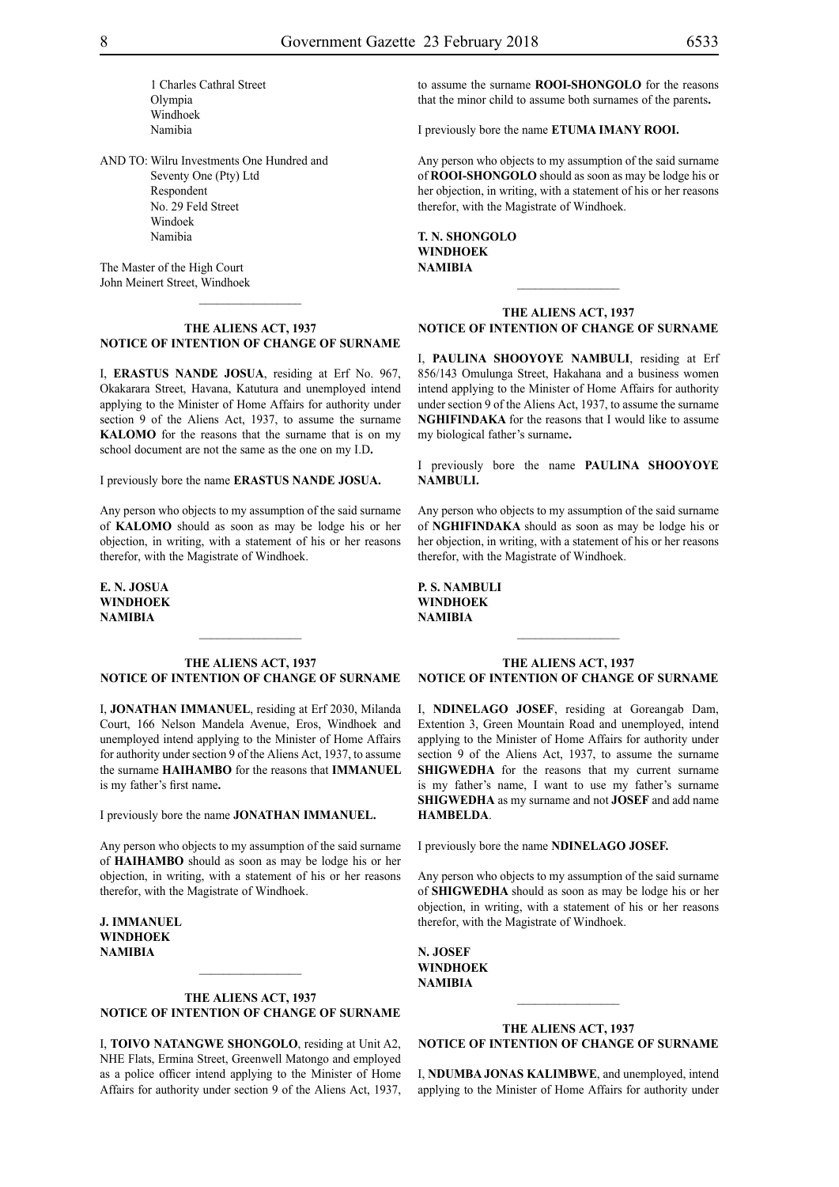1 Charles Cathral Street
Olympia
Windhoek
Namibia

AND TO: Wilru Investments One Hundred and Seventy One (Pty) Ltd
Respondent
No. 29 Feld Street
Windoek
Namibia

The Master of the High Court
John Meinert Street, Windhoek

---

**THE ALIENS ACT, 1937**
**NOTICE OF INTENTION OF CHANGE OF SURNAME**

I, **ERASTUS NANDE JOSUA**, residing at Erf No. 967, Okakarara Street, Havana, Katutura and unemployed intend applying to the Minister of Home Affairs for authority under section 9 of the Aliens Act, 1937, to assume the surname **KALOMO** for the reasons that the surname that is on my school document are not the same as the one on my I.D**.**

I previously bore the name **ERASTUS NANDE JOSUA.**

Any person who objects to my assumption of the said surname of **KALOMO** should as soon as may be lodge his or her objection, in writing, with a statement of his or her reasons therefor, with the Magistrate of Windhoek.

**E. N. JOSUA**
**WINDHOEK**
**NAMIBIA**

---

**THE ALIENS ACT, 1937**
**NOTICE OF INTENTION OF CHANGE OF SURNAME**

I, **JONATHAN IMMANUEL**, residing at Erf 2030, Milanda Court, 166 Nelson Mandela Avenue, Eros, Windhoek and unemployed intend applying to the Minister of Home Affairs for authority under section 9 of the Aliens Act, 1937, to assume the surname **HAIHAMBO** for the reasons that **IMMANUEL** is my father's first name**.**

I previously bore the name **JONATHAN IMMANUEL.**

Any person who objects to my assumption of the said surname of **HAIHAMBO** should as soon as may be lodge his or her objection, in writing, with a statement of his or her reasons therefor, with the Magistrate of Windhoek.

**J. IMMANUEL**
**WINDHOEK**
**NAMIBIA**

---

**THE ALIENS ACT, 1937**
**NOTICE OF INTENTION OF CHANGE OF SURNAME**

I, **TOIVO NATANGWE SHONGOLO**, residing at Unit A2, NHE Flats, Ermina Street, Greenwell Matongo and employed as a police officer intend applying to the Minister of Home Affairs for authority under section 9 of the Aliens Act, 1937, to assume the surname **ROOI-SHONGOLO** for the reasons that the minor child to assume both surnames of the parents**.**

I previously bore the name **ETUMA IMANY ROOI.**

Any person who objects to my assumption of the said surname of **ROOI-SHONGOLO** should as soon as may be lodge his or her objection, in writing, with a statement of his or her reasons therefor, with the Magistrate of Windhoek.

**T. N. SHONGOLO**
**WINDHOEK**
**NAMIBIA**

---

**THE ALIENS ACT, 1937**
**NOTICE OF INTENTION OF CHANGE OF SURNAME**

I, **PAULINA SHOOYOYE NAMBULI**, residing at Erf 856/143 Omulunga Street, Hakahana and a business women intend applying to the Minister of Home Affairs for authority under section 9 of the Aliens Act, 1937, to assume the surname **NGHIFINDAKA** for the reasons that I would like to assume my biological father's surname**.**

I previously bore the name **PAULINA SHOOYOYE NAMBULI.**

Any person who objects to my assumption of the said surname of **NGHIFINDAKA** should as soon as may be lodge his or her objection, in writing, with a statement of his or her reasons therefor, with the Magistrate of Windhoek.

**P. S. NAMBULI**
**WINDHOEK**
**NAMIBIA**

---

**THE ALIENS ACT, 1937**
**NOTICE OF INTENTION OF CHANGE OF SURNAME**

I, **NDINELAGO JOSEF**, residing at Goreangab Dam, Extention 3, Green Mountain Road and unemployed, intend applying to the Minister of Home Affairs for authority under section 9 of the Aliens Act, 1937, to assume the surname **SHIGWEDHA** for the reasons that my current surname is my father's name, I want to use my father's surname **SHIGWEDHA** as my surname and not **JOSEF** and add name **HAMBELDA**.

I previously bore the name **NDINELAGO JOSEF.**

Any person who objects to my assumption of the said surname of **SHIGWEDHA** should as soon as may be lodge his or her objection, in writing, with a statement of his or her reasons therefor, with the Magistrate of Windhoek.

**N. JOSEF**
**WINDHOEK**
**NAMIBIA**

---

**THE ALIENS ACT, 1937**
**NOTICE OF INTENTION OF CHANGE OF SURNAME**

I, **NDUMBA JONAS KALIMBWE**, and unemployed, intend applying to the Minister of Home Affairs for authority under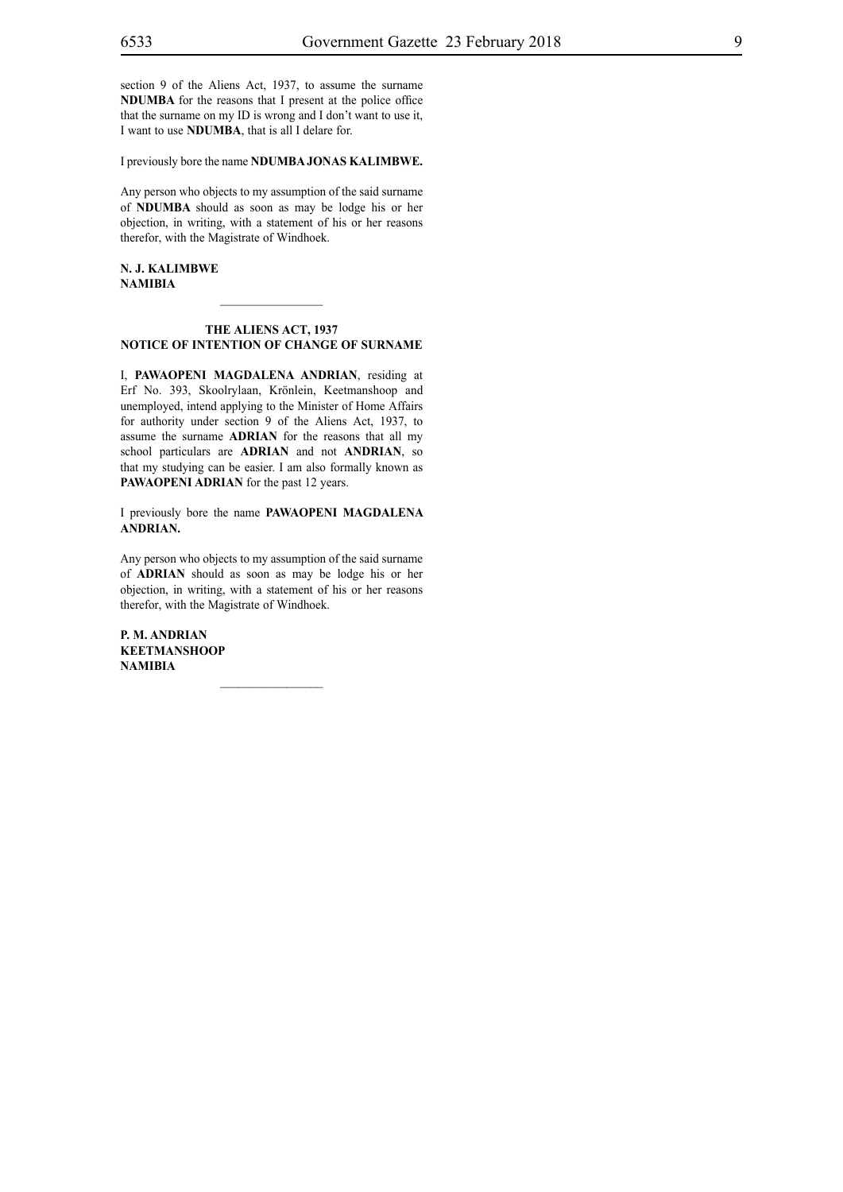section 9 of the Aliens Act, 1937, to assume the surname **NDUMBA** for the reasons that I present at the police office that the surname on my ID is wrong and I don't want to use it, I want to use **NDUMBA**, that is all I delare for.

I previously bore the name **NDUMBA JONAS KALIMBWE.**

Any person who objects to my assumption of the said surname of **NDUMBA** should as soon as may be lodge his or her objection, in writing, with a statement of his or her reasons therefor, with the Magistrate of Windhoek.

**N. J. KALIMBWE**
**NAMIBIA**

---

**THE ALIENS ACT, 1937**
**NOTICE OF INTENTION OF CHANGE OF SURNAME**

I, **PAWAOPENI MAGDALENA ANDRIAN**, residing at Erf No. 393, Skoolrylaan, Krönlein, Keetmanshoop and unemployed, intend applying to the Minister of Home Affairs for authority under section 9 of the Aliens Act, 1937, to assume the surname **ADRIAN** for the reasons that all my school particulars are **ADRIAN** and not **ANDRIAN**, so that my studying can be easier. I am also formally known as **PAWAOPENI ADRIAN** for the past 12 years.

I previously bore the name **PAWAOPENI MAGDALENA ANDRIAN.**

Any person who objects to my assumption of the said surname of **ADRIAN** should as soon as may be lodge his or her objection, in writing, with a statement of his or her reasons therefor, with the Magistrate of Windhoek.

**P. M. ANDRIAN**
**KEETMANSHOOP**
**NAMIBIA**

---